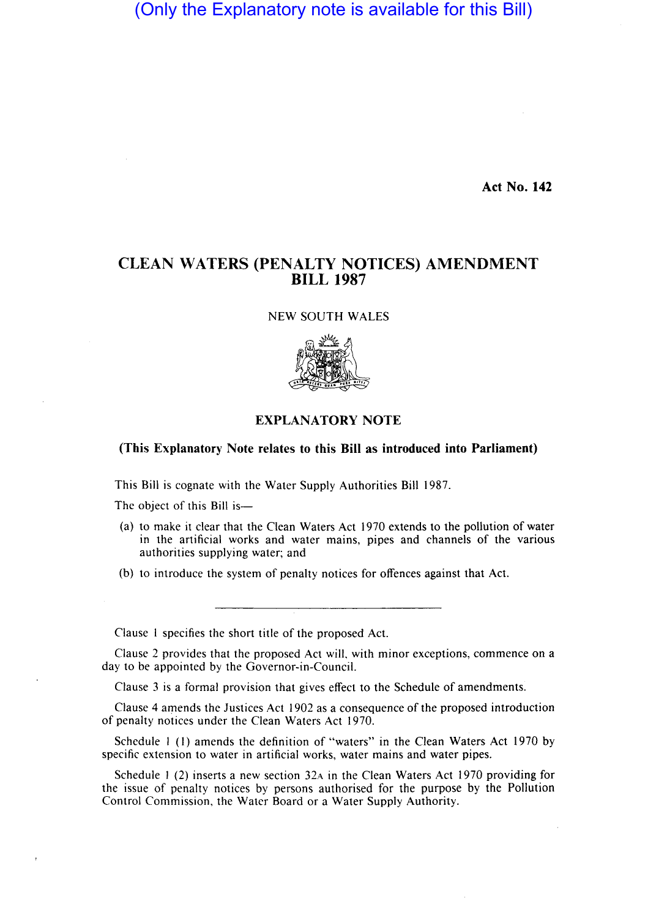(Only the Explanatory note is available for this Bill)

**Act No. 142**

# CLEAN WATERS (PENALTY NOTICES) AMENDMENT BILL 1987

NEW SOUTH WALES

## EXPLANATORY NOTE

**(This Explanatory Note relates to this Bill as introduced into Parliament)**

This Bill is cognate with the Water Supply Authorities Bill 1987.

The object of this Bill is—

(a) to make it clear that the Clean Waters Act 1970 extends to the pollution of water in the artificial works and water mains, pipes and channels of the various authorities supplying water; and

(b) to introduce the system of penalty notices for offences against that Act.

---

Clause 1 specifies the short title of the proposed Act.

Clause 2 provides that the proposed Act will, with minor exceptions, commence on a day to be appointed by the Governor-in-Council.

Clause 3 is a formal provision that gives effect to the Schedule of amendments.

Clause 4 amends the Justices Act 1902 as a consequence of the proposed introduction of penalty notices under the Clean Waters Act 1970.

Schedule 1 (1) amends the definition of "waters" in the Clean Waters Act 1970 by specific extension to water in artificial works, water mains and water pipes.

Schedule 1 (2) inserts a new section 32A in the Clean Waters Act 1970 providing for the issue of penalty notices by persons authorised for the purpose by the Pollution Control Commission, the Water Board or a Water Supply Authority.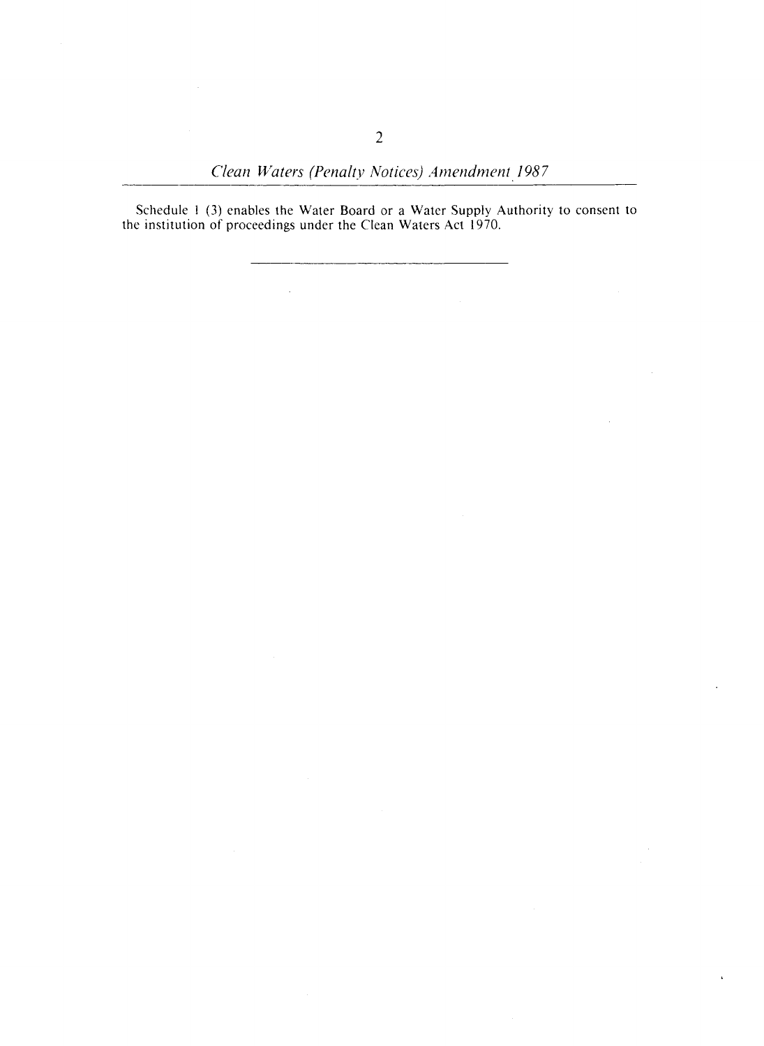Schedule 1 (3) enables the Water Board or a Water Supply Authority to consent to the institution of proceedings under the Clean Waters Act 1970.